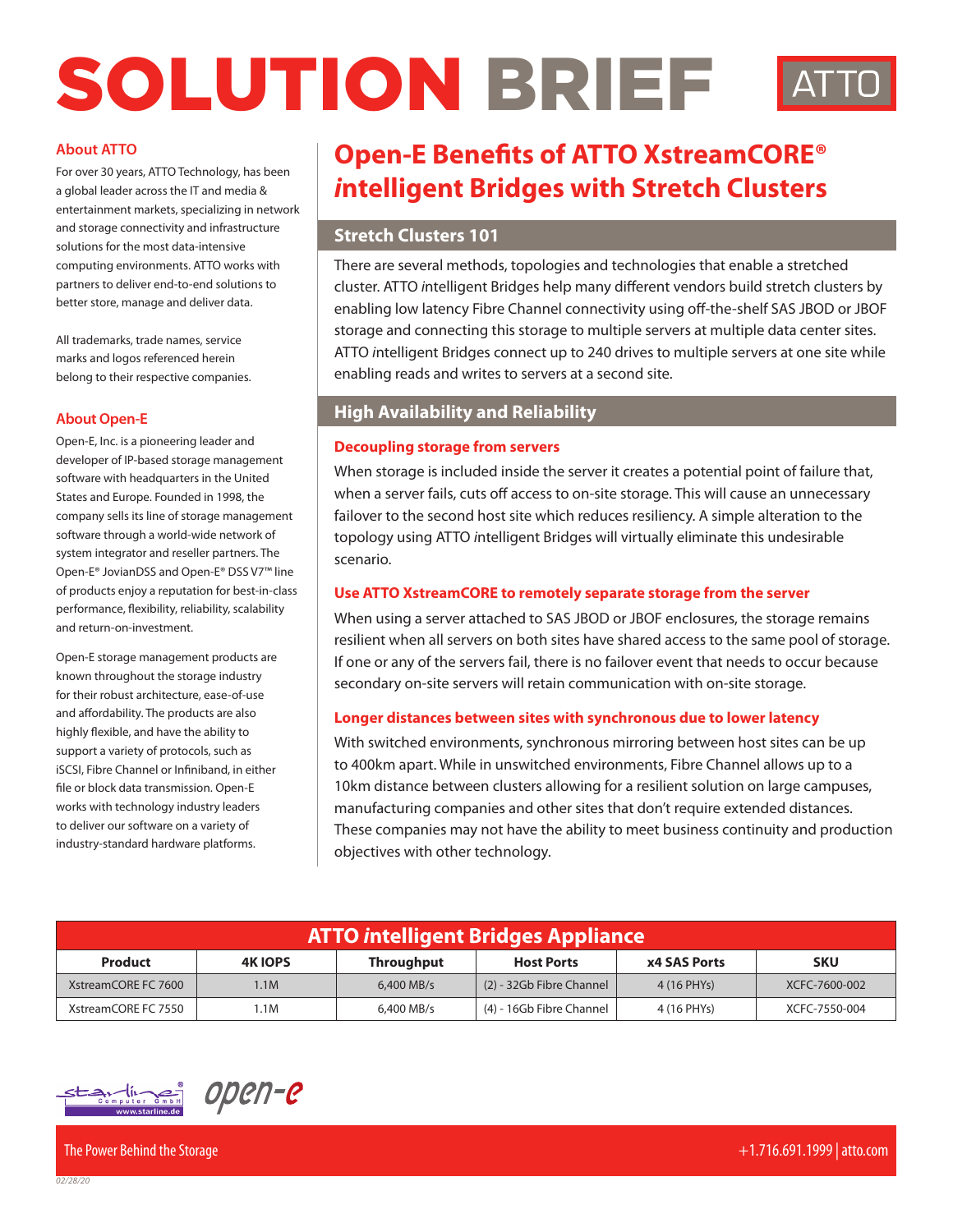# SOLUTION BRIEF

ATTO

## About ATTO

For over 30 years, ATTO Technology, has been a global leader across the IT and media & entertainment markets, specializing in network and storage connectivity and infrastructure solutions for the most data-intensive computing environments. ATTO works with partners to deliver end-to-end solutions to better store, manage and deliver data.

All trademarks, trade names, service marks and logos referenced herein belong to their respective companies.

## About Open-E

Open-E, Inc. is a pioneering leader and developer of IP-based storage management software with headquarters in the United States and Europe. Founded in 1998, the company sells its line of storage management software through a world-wide network of system integrator and reseller partners. The Open-E® JovianDSS and Open-E® DSS V7™ line of products enjoy a reputation for best-in-class performance, flexibility, reliability, scalability and return-on-investment.

Open-E storage management products are known throughout the storage industry for their robust architecture, ease-of-use and affordability. The products are also highly flexible, and have the ability to support a variety of protocols, such as iSCSI, Fibre Channel or Infiniband, in either file or block data transmission. Open-E works with technology industry leaders to deliver our software on a variety of industry-standard hardware platforms.

# Open-E Benefits of ATTO XstreamCORE® *i*ntelligent Bridges with Stretch Clusters

## Stretch Clusters 101

There are several methods, topologies and technologies that enable a stretched cluster. ATTO *i*ntelligent Bridges help many different vendors build stretch clusters by enabling low latency Fibre Channel connectivity using off-the-shelf SAS JBOD or JBOF storage and connecting this storage to multiple servers at multiple data center sites. ATTO *i*ntelligent Bridges connect up to 240 drives to multiple servers at one site while enabling reads and writes to servers at a second site.

## High Availability and Reliability

### Decoupling storage from servers

When storage is included inside the server it creates a potential point of failure that, when a server fails, cuts off access to on-site storage. This will cause an unnecessary failover to the second host site which reduces resiliency. A simple alteration to the topology using ATTO *i*ntelligent Bridges will virtually eliminate this undesirable scenario.

### Use ATTO XstreamCORE to remotely separate storage from the server

When using a server attached to SAS JBOD or JBOF enclosures, the storage remains resilient when all servers on both sites have shared access to the same pool of storage. If one or any of the servers fail, there is no failover event that needs to occur because secondary on-site servers will retain communication with on-site storage.

### Longer distances between sites with synchronous due to lower latency

With switched environments, synchronous mirroring between host sites can be up to 400km apart. While in unswitched environments, Fibre Channel allows up to a 10km distance between clusters allowing for a resilient solution on large campuses, manufacturing companies and other sites that don't require extended distances. These companies may not have the ability to meet business continuity and production objectives with other technology.

**ATTO *i*ntelligent Bridges Appliance**

| Product | 4K IOPS | Throughput | Host Ports | x4 SAS Ports | SKU |
|---|---|---|---|---|---|
| XstreamCORE FC 7600 | 1.1M | 6,400 MB/s | (2) - 32Gb Fibre Channel | 4 (16 PHYs) | XCFC-7600-002 |
| XstreamCORE FC 7550 | 1.1M | 6,400 MB/s | (4) - 16Gb Fibre Channel | 4 (16 PHYs) | XCFC-7550-004 |

starline Computer GmbH www.starline.de   open-e

The Power Behind the Storage   +1.716.691.1999 | atto.com

02/28/20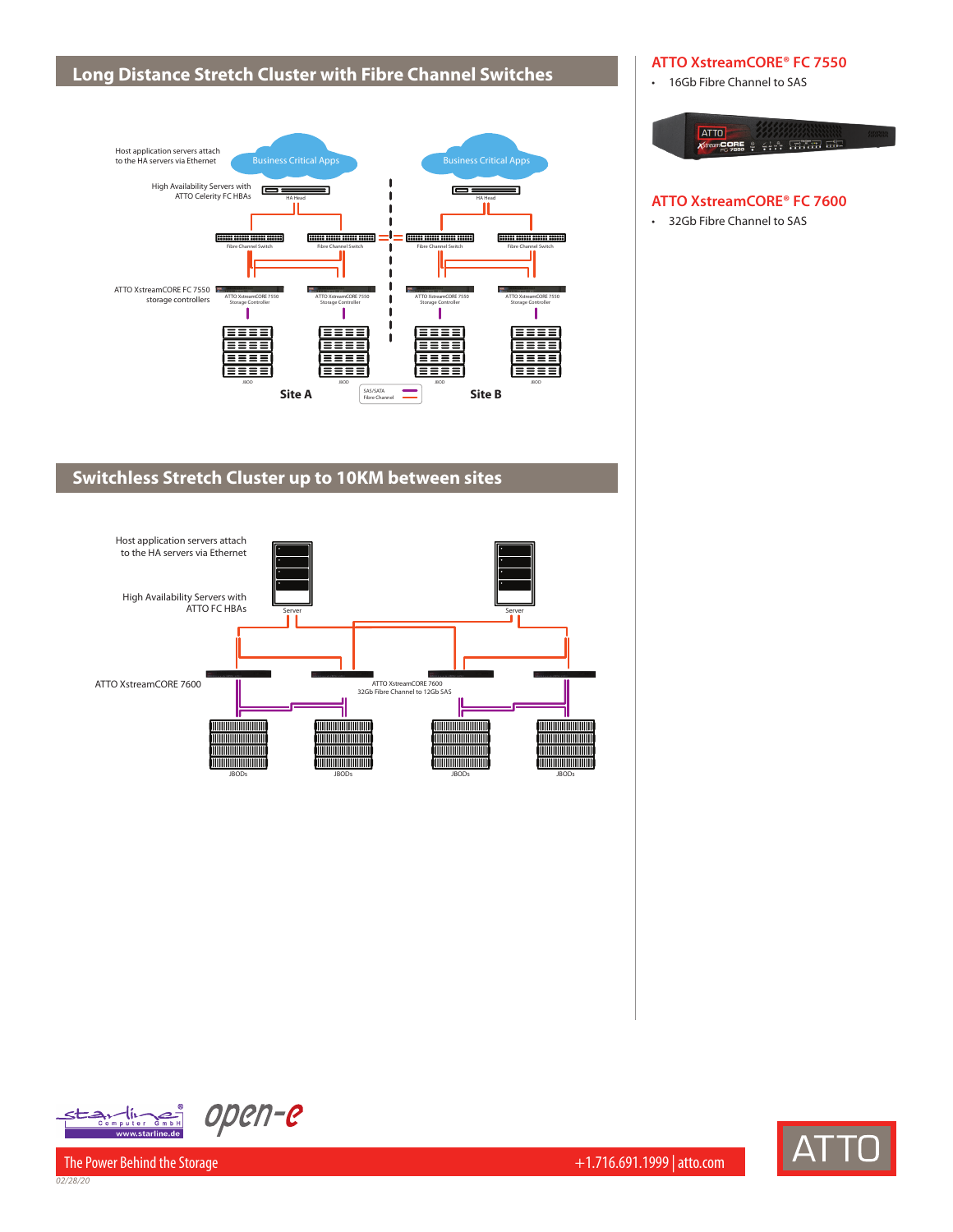## Long Distance Stretch Cluster with Fibre Channel Switches

Host application servers attach to the HA servers via Ethernet

Business Critical Apps

Business Critical Apps

High Availability Servers with ATTO Celerity FC HBAs

HA Head

HA Head

Fibre Channel Switch

Fibre Channel Switch

Fibre Channel Switch

Fibre Channel Switch

ATTO XstreamCORE FC 7550 storage controllers

ATTO XstreamCORE 7550 Storage Controller

ATTO XstreamCORE 7550 Storage Controller

ATTO XstreamCORE 7550 Storage Controller

ATTO XstreamCORE 7550 Storage Controller

JBOD

JBOD

JBOD

JBOD

Site A

SAS/SATA

Fibre Channel

Site B

## Switchless Stretch Cluster up to 10KM between sites

Host application servers attach to the HA servers via Ethernet

High Availability Servers with ATTO FC HBAs

Server

Server

ATTO XstreamCORE 7600

ATTO XstreamCORE 7600
32Gb Fibre Channel to 12Gb SAS

JBODs

JBODs

JBODs

JBODs

## ATTO XstreamCORE® FC 7550

- 16Gb Fibre Channel to SAS

## ATTO XstreamCORE® FC 7600

- 32Gb Fibre Channel to SAS

starline Computer GmbH www.starline.de

open-e

The Power Behind the Storage

+1.716.691.1999 | atto.com

ATTO

02/28/20